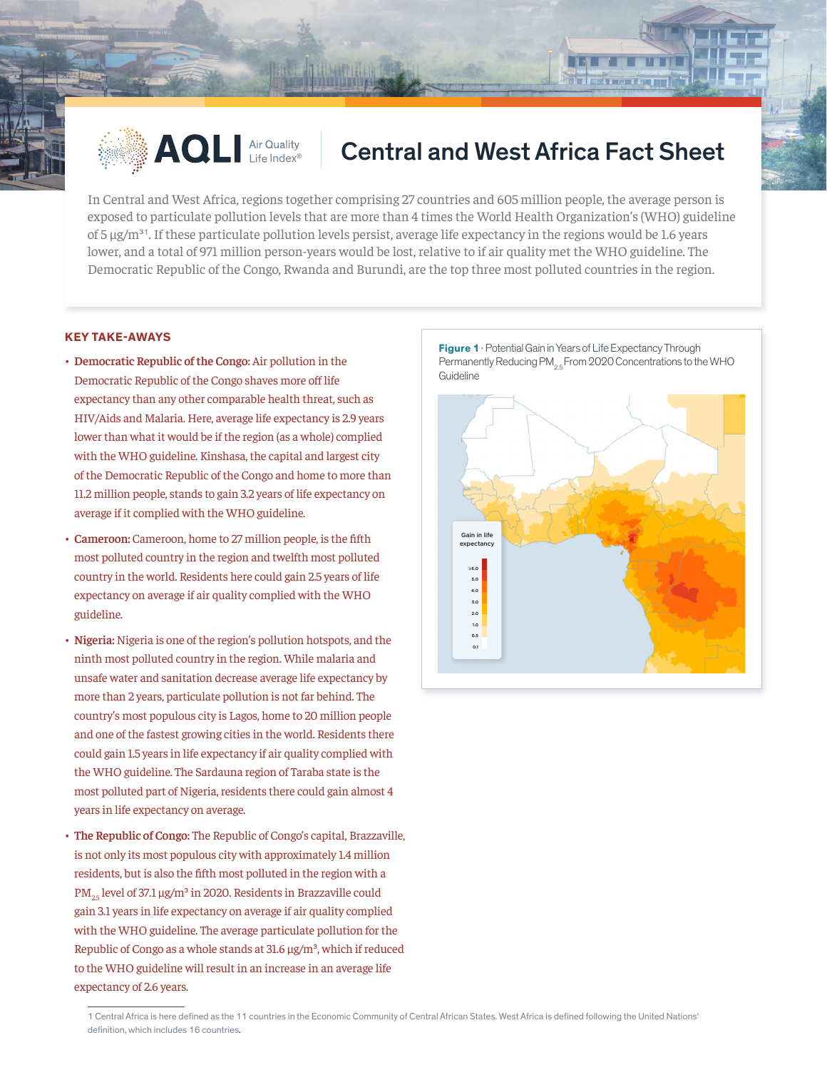# AQLI Air Quality Life Index®

# Central and West Africa Fact Sheet

In Central and West Africa, regions together comprising 27 countries and 605 million people, the average person is exposed to particulate pollution levels that are more than 4 times the World Health Organization's (WHO) guideline of 5 µg/m³ [1]. If these particulate pollution levels persist, average life expectancy in the regions would be 1.6 years lower, and a total of 971 million person-years would be lost, relative to if air quality met the WHO guideline. The Democratic Republic of the Congo, Rwanda and Burundi, are the top three most polluted countries in the region.

## KEY TAKE-AWAYS

- **Democratic Republic of the Congo:** Air pollution in the Democratic Republic of the Congo shaves more off life expectancy than any other comparable health threat, such as HIV/Aids and Malaria. Here, average life expectancy is 2.9 years lower than what it would be if the region (as a whole) complied with the WHO guideline. Kinshasa, the capital and largest city of the Democratic Republic of the Congo and home to more than 11.2 million people, stands to gain 3.2 years of life expectancy on average if it complied with the WHO guideline.
- **Cameroon:** Cameroon, home to 27 million people, is the fifth most polluted country in the region and twelfth most polluted country in the world. Residents here could gain 2.5 years of life expectancy on average if air quality complied with the WHO guideline.
- **Nigeria:** Nigeria is one of the region's pollution hotspots, and the ninth most polluted country in the region. While malaria and unsafe water and sanitation decrease average life expectancy by more than 2 years, particulate pollution is not far behind. The country's most populous city is Lagos, home to 20 million people and one of the fastest growing cities in the world. Residents there could gain 1.5 years in life expectancy if air quality complied with the WHO guideline. The Sardauna region of Taraba state is the most polluted part of Nigeria, residents there could gain almost 4 years in life expectancy on average.
- **The Republic of Congo:** The Republic of Congo's capital, Brazzaville, is not only its most populous city with approximately 1.4 million residents, but is also the fifth most polluted in the region with a $PM_{2.5}$ level of 37.1 µg/m³ in 2020. Residents in Brazzaville could gain 3.1 years in life expectancy on average if air quality complied with the WHO guideline. The average particulate pollution for the Republic of Congo as a whole stands at 31.6 µg/m³, which if reduced to the WHO guideline will result in an increase in an average life expectancy of 2.6 years.

**Figure 1** · Potential Gain in Years of Life Expectancy Through Permanently Reducing $PM_{2.5}$ From 2020 Concentrations to the WHO Guideline

1 Central Africa is here defined as the 11 countries in the Economic Community of Central African States. West Africa is defined following the United Nations' definition, which includes 16 countries.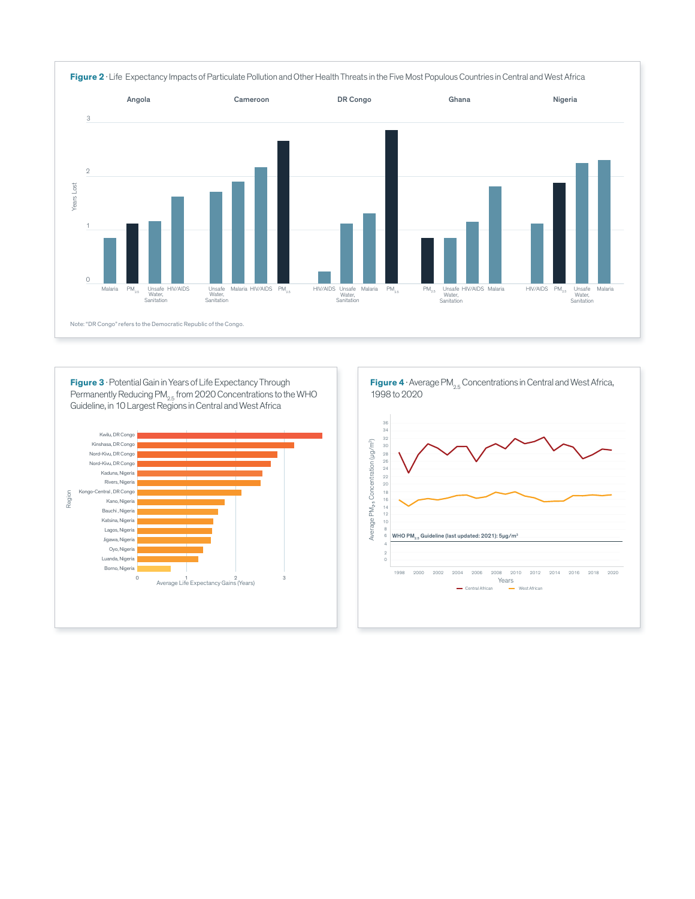**Figure 2** · Life Expectancy Impacts of Particulate Pollution and Other Health Threats in the Five Most Populous Countries in Central and West Africa

Note: "DR Congo" refers to the Democratic Republic of the Congo.

**Figure 3** · Potential Gain in Years of Life Expectancy Through Permanently Reducing $PM_{2.5}$ from 2020 Concentrations to the WHO Guideline, in 10 Largest Regions in Central and West Africa

**Figure 4** · Average $PM_{2.5}$ Concentrations in Central and West Africa, 1998 to 2020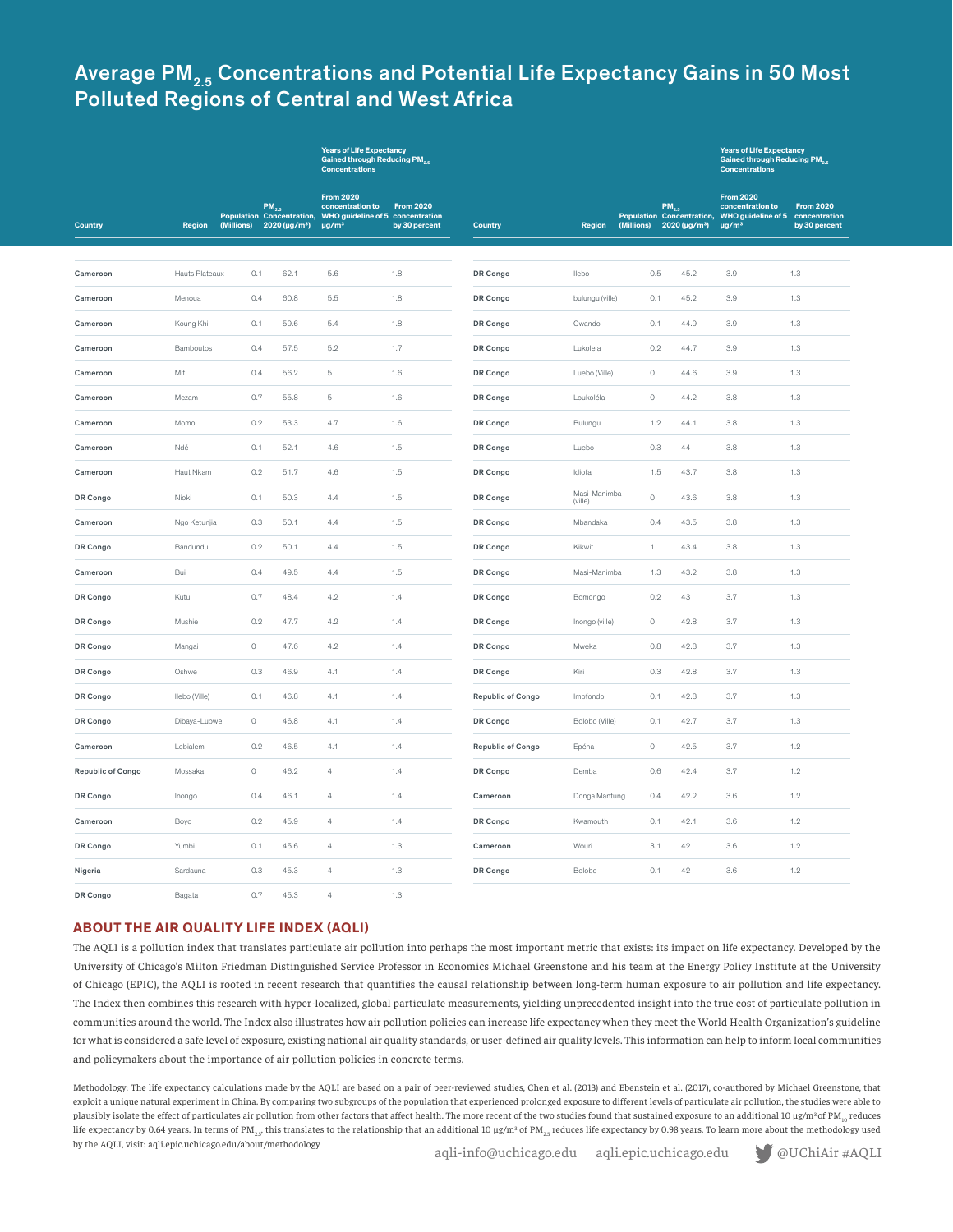# Average $PM_{2.5}$ Concentrations and Potential Life Expectancy Gains in 50 Most Polluted Regions of Central and West Africa

| Country | Region | Population (Millions) | $PM_{2.5}$ Concentration, 2020 (µg/m³) | Years of Life Expectancy Gained through Reducing $PM_{2.5}$ Concentrations: From 2020 concentration to WHO guideline of 5 µg/m³ | Years of Life Expectancy Gained through Reducing $PM_{2.5}$ Concentrations: From 2020 concentration by 30 percent |
|---|---|---|---|---|---|
| Cameroon | Hauts Plateaux | 0.1 | 62.1 | 5.6 | 1.8 |
| Cameroon | Menoua | 0.4 | 60.8 | 5.5 | 1.8 |
| Cameroon | Koung Khi | 0.1 | 59.6 | 5.4 | 1.8 |
| Cameroon | Bamboutos | 0.4 | 57.5 | 5.2 | 1.7 |
| Cameroon | Mifi | 0.4 | 56.2 | 5 | 1.6 |
| Cameroon | Mezam | 0.7 | 55.8 | 5 | 1.6 |
| Cameroon | Momo | 0.2 | 53.3 | 4.7 | 1.6 |
| Cameroon | Ndé | 0.1 | 52.1 | 4.6 | 1.5 |
| Cameroon | Haut Nkam | 0.2 | 51.7 | 4.6 | 1.5 |
| DR Congo | Nioki | 0.1 | 50.3 | 4.4 | 1.5 |
| Cameroon | Ngo Ketunjia | 0.3 | 50.1 | 4.4 | 1.5 |
| DR Congo | Bandundu | 0.2 | 50.1 | 4.4 | 1.5 |
| Cameroon | Bui | 0.4 | 49.5 | 4.4 | 1.5 |
| DR Congo | Kutu | 0.7 | 48.4 | 4.2 | 1.4 |
| DR Congo | Mushie | 0.2 | 47.7 | 4.2 | 1.4 |
| DR Congo | Mangai | 0 | 47.6 | 4.2 | 1.4 |
| DR Congo | Oshwe | 0.3 | 46.9 | 4.1 | 1.4 |
| DR Congo | Ilebo (Ville) | 0.1 | 46.8 | 4.1 | 1.4 |
| DR Congo | Dibaya-Lubwe | 0 | 46.8 | 4.1 | 1.4 |
| Cameroon | Lebialem | 0.2 | 46.5 | 4.1 | 1.4 |
| Republic of Congo | Mossaka | 0 | 46.2 | 4 | 1.4 |
| DR Congo | Inongo | 0.4 | 46.1 | 4 | 1.4 |
| Cameroon | Boyo | 0.2 | 45.9 | 4 | 1.4 |
| DR Congo | Yumbi | 0.1 | 45.6 | 4 | 1.3 |
| Nigeria | Sardauna | 0.3 | 45.3 | 4 | 1.3 |
| DR Congo | Bagata | 0.7 | 45.3 | 4 | 1.3 |
| DR Congo | Ilebo | 0.5 | 45.2 | 3.9 | 1.3 |
| DR Congo | bulungu (ville) | 0.1 | 45.2 | 3.9 | 1.3 |
| DR Congo | Owando | 0.1 | 44.9 | 3.9 | 1.3 |
| DR Congo | Lukolela | 0.2 | 44.7 | 3.9 | 1.3 |
| DR Congo | Luebo (Ville) | 0 | 44.6 | 3.9 | 1.3 |
| DR Congo | Loukoléla | 0 | 44.2 | 3.8 | 1.3 |
| DR Congo | Bulungu | 1.2 | 44.1 | 3.8 | 1.3 |
| DR Congo | Luebo | 0.3 | 44 | 3.8 | 1.3 |
| DR Congo | Idiofa | 1.5 | 43.7 | 3.8 | 1.3 |
| DR Congo | Masi-Manimba (ville) | 0 | 43.6 | 3.8 | 1.3 |
| DR Congo | Mbandaka | 0.4 | 43.5 | 3.8 | 1.3 |
| DR Congo | Kikwit | 1 | 43.4 | 3.8 | 1.3 |
| DR Congo | Masi-Manimba | 1.3 | 43.2 | 3.8 | 1.3 |
| DR Congo | Bomongo | 0.2 | 43 | 3.7 | 1.3 |
| DR Congo | Inongo (ville) | 0 | 42.8 | 3.7 | 1.3 |
| DR Congo | Mweka | 0.8 | 42.8 | 3.7 | 1.3 |
| DR Congo | Kiri | 0.3 | 42.8 | 3.7 | 1.3 |
| Republic of Congo | Impfondo | 0.1 | 42.8 | 3.7 | 1.3 |
| DR Congo | Bolobo (Ville) | 0.1 | 42.7 | 3.7 | 1.3 |
| Republic of Congo | Epéna | 0 | 42.5 | 3.7 | 1.2 |
| DR Congo | Demba | 0.6 | 42.4 | 3.7 | 1.2 |
| Cameroon | Donga Mantung | 0.4 | 42.2 | 3.6 | 1.2 |
| DR Congo | Kwamouth | 0.1 | 42.1 | 3.6 | 1.2 |
| Cameroon | Wouri | 3.1 | 42 | 3.6 | 1.2 |
| DR Congo | Bolobo | 0.1 | 42 | 3.6 | 1.2 |

## ABOUT THE AIR QUALITY LIFE INDEX (AQLI)

The AQLI is a pollution index that translates particulate air pollution into perhaps the most important metric that exists: its impact on life expectancy. Developed by the University of Chicago's Milton Friedman Distinguished Service Professor in Economics Michael Greenstone and his team at the Energy Policy Institute at the University of Chicago (EPIC), the AQLI is rooted in recent research that quantifies the causal relationship between long-term human exposure to air pollution and life expectancy. The Index then combines this research with hyper-localized, global particulate measurements, yielding unprecedented insight into the true cost of particulate pollution in communities around the world. The Index also illustrates how air pollution policies can increase life expectancy when they meet the World Health Organization's guideline for what is considered a safe level of exposure, existing national air quality standards, or user-defined air quality levels. This information can help to inform local communities and policymakers about the importance of air pollution policies in concrete terms.

Methodology: The life expectancy calculations made by the AQLI are based on a pair of peer-reviewed studies, Chen et al. (2013) and Ebenstein et al. (2017), co-authored by Michael Greenstone, that exploit a unique natural experiment in China. By comparing two subgroups of the population that experienced prolonged exposure to different levels of particulate air pollution, the studies were able to plausibly isolate the effect of particulates air pollution from other factors that affect health. The more recent of the two studies found that sustained exposure to an additional 10 µg/m³ of $PM_{10}$ reduces life expectancy by 0.64 years. In terms of $PM_{2.5}$, this translates to the relationship that an additional 10 µg/m³ of $PM_{2.5}$ reduces life expectancy by 0.98 years. To learn more about the methodology used by the AQLI, visit: aqli.epic.uchicago.edu/about/methodology

aqli-info@uchicago.edu aqli.epic.uchicago.edu @UChiAir #AQLI